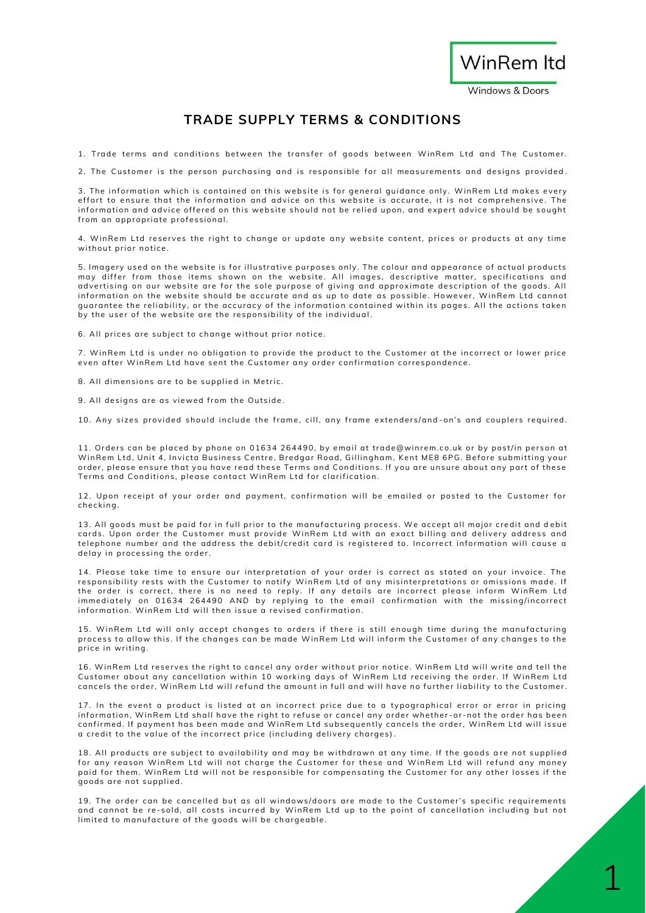WinRem ltd

Windows & Doors

## TRADE SUPPLY TERMS & CONDITIONS

1. Trade terms and conditions between the transfer of goods between WinRem Ltd and The Customer.

2. The Customer is the person purchasing and is responsible for all measurements and designs provided.

3. The information which is contained on this website is for general guidance only. WinRem Ltd makes every effort to ensure that the information and advice on this website is accurate, it is not comprehensive. The information and advice offered on this website should not be relied upon, and expert advice should be sought from an appropriate professional.

4. WinRem Ltd reserves the right to change or update any website content, prices or products at any time without prior notice.

5. Imagery used on the website is for illustrative purposes only. The colour and appearance of actual products may differ from those items shown on the website. All images, descriptive matter, specifications and advertising on our website are for the sole purpose of giving and approximate description of the goods. All information on the website should be accurate and as up to date as possible. However, WinRem Ltd cannot guarantee the reliability, or the accuracy of the information contained within its pages. All the actions taken by the user of the website are the responsibility of the individual.

6. All prices are subject to change without prior notice.

7. WinRem Ltd is under no obligation to provide the product to the Customer at the incorrect or lower price even after WinRem Ltd have sent the Customer any order confirmation correspondence.

8. All dimensions are to be supplied in Metric.

9. All designs are as viewed from the Outside.

10. Any sizes provided should include the frame, cill, any frame extenders/and-on's and couplers required.

11. Orders can be placed by phone on 01634 264490, by email at trade@winrem.co.uk or by post/in person at WinRem Ltd, Unit 4, Invicta Business Centre, Bredgar Road, Gillingham, Kent ME8 6PG. Before submitting your order, please ensure that you have read these Terms and Conditions. If you are unsure about any part of these Terms and Conditions, please contact WinRem Ltd for clarification.

12. Upon receipt of your order and payment, confirmation will be emailed or posted to the Customer for checking.

13. All goods must be paid for in full prior to the manufacturing process. We accept all major credit and debit cards. Upon order the Customer must provide WinRem Ltd with an exact billing and delivery address and telephone number and the address the debit/credit card is registered to. Incorrect information will cause a delay in processing the order.

14. Please take time to ensure our interpretation of your order is correct as stated on your invoice. The responsibility rests with the Customer to notify WinRem Ltd of any misinterpretations or omissions made. If the order is correct, there is no need to reply. If any details are incorrect please inform WinRem Ltd immediately on 01634 264490 AND by replying to the email confirmation with the missing/incorrect information. WinRem Ltd will then issue a revised confirmation.

15. WinRem Ltd will only accept changes to orders if there is still enough time during the manufacturing process to allow this. If the changes can be made WinRem Ltd will inform the Customer of any changes to the price in writing.

16. WinRem Ltd reserves the right to cancel any order without prior notice. WinRem Ltd will write and tell the Customer about any cancellation within 10 working days of WinRem Ltd receiving the order. If WinRem Ltd cancels the order, WinRem Ltd will refund the amount in full and will have no further liability to the Customer.

17. In the event a product is listed at an incorrect price due to a typographical error or error in pricing information, WinRem Ltd shall have the right to refuse or cancel any order whether-or-not the order has been confirmed. If payment has been made and WinRem Ltd subsequently cancels the order, WinRem Ltd will issue a credit to the value of the incorrect price (including delivery charges).

18. All products are subject to availability and may be withdrawn at any time. If the goods are not supplied for any reason WinRem Ltd will not charge the Customer for these and WinRem Ltd will refund any money paid for them. WinRem Ltd will not be responsible for compensating the Customer for any other losses if the goods are not supplied.

19. The order can be cancelled but as all windows/doors are made to the Customer's specific requirements and cannot be re-sold, all costs incurred by WinRem Ltd up to the point of cancellation including but not limited to manufacture of the goods will be chargeable.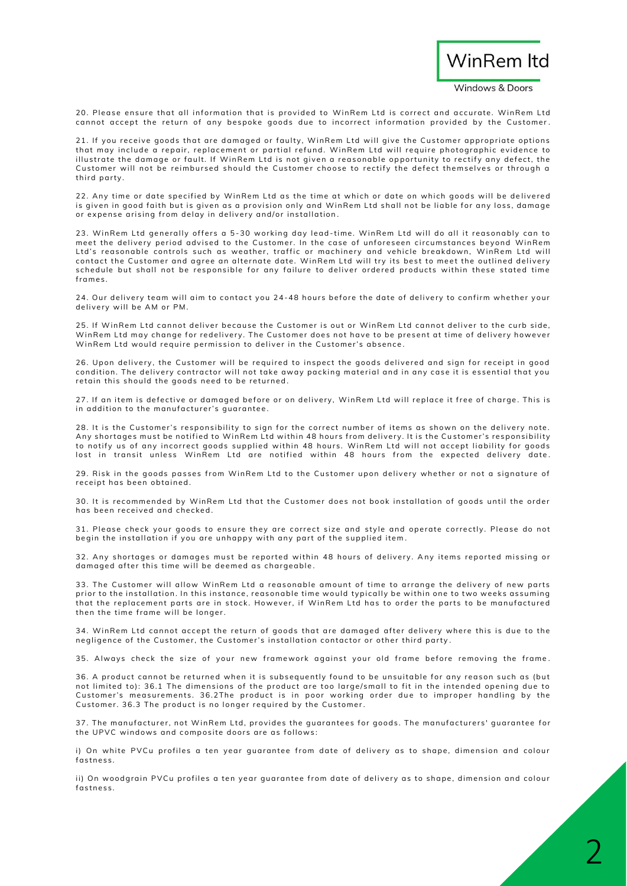20. Please ensure that all information that is provided to WinRem Ltd is correct and accurate. WinRem Ltd cannot accept the return of any bespoke goods due to incorrect information provided by the Customer.

21. If you receive goods that are damaged or faulty, WinRem Ltd will give the Customer appropriate options that may include a repair, replacement or partial refund. WinRem Ltd will require photographic evidence to illustrate the damage or fault. If WinRem Ltd is not given a reasonable opportunity to rectify any defect, the Customer will not be reimbursed should the Customer choose to rectify the defect themselves or through a third party.

22. Any time or date specified by WinRem Ltd as the time at which or date on which goods will be delivered is given in good faith but is given as a provision only and WinRem Ltd shall not be liable for any loss, damage or expense arising from delay in delivery and/or installation.

23. WinRem Ltd generally offers a 5-30 working day lead-time. WinRem Ltd will do all it reasonably can to meet the delivery period advised to the Customer. In the case of unforeseen circumstances beyond WinRem Ltd's reasonable controls such as weather, traffic or machinery and vehicle breakdown, WinRem Ltd will contact the Customer and agree an alternate date. WinRem Ltd will try its best to meet the outlined delivery schedule but shall not be responsible for any failure to deliver ordered products within these stated time frames.

24. Our delivery team will aim to contact you 24-48 hours before the date of delivery to confirm whether your delivery will be AM or PM.

25. If WinRem Ltd cannot deliver because the Customer is out or WinRem Ltd cannot deliver to the curb side, WinRem Ltd may change for redelivery. The Customer does not have to be present at time of delivery however WinRem Ltd would require permission to deliver in the Customer's absence.

26. Upon delivery, the Customer will be required to inspect the goods delivered and sign for receipt in good condition. The delivery contractor will not take away packing material and in any case it is essential that you retain this should the goods need to be returned.

27. If an item is defective or damaged before or on delivery, WinRem Ltd will replace it free of charge. This is in addition to the manufacturer's guarantee.

28. It is the Customer's responsibility to sign for the correct number of items as shown on the delivery note. Any shortages must be notified to WinRem Ltd within 48 hours from delivery. It is the Customer's responsibility to notify us of any incorrect goods supplied within 48 hours. WinRem Ltd will not accept liability for goods lost in transit unless WinRem Ltd are notified within 48 hours from the expected delivery date.

29. Risk in the goods passes from WinRem Ltd to the Customer upon delivery whether or not a signature of receipt has been obtained.

30. It is recommended by WinRem Ltd that the Customer does not book installation of goods until the order has been received and checked.

31. Please check your goods to ensure they are correct size and style and operate correctly. Please do not begin the installation if you are unhappy with any part of the supplied item.

32. Any shortages or damages must be reported within 48 hours of delivery. Any items reported missing or damaged after this time will be deemed as chargeable.

33. The Customer will allow WinRem Ltd a reasonable amount of time to arrange the delivery of new parts prior to the installation. In this instance, reasonable time would typically be within one to two weeks assuming that the replacement parts are in stock. However, if WinRem Ltd has to order the parts to be manufactured then the time frame will be longer.

34. WinRem Ltd cannot accept the return of goods that are damaged after delivery where this is due to the negligence of the Customer, the Customer's installation contactor or other third party.

35. Always check the size of your new framework against your old frame before removing the frame.

36. A product cannot be returned when it is subsequently found to be unsuitable for any reason such as (but not limited to): 36.1 The dimensions of the product are too large/small to fit in the intended opening due to Customer's measurements. 36.2The product is in poor working order due to improper handling by the Customer. 36.3 The product is no longer required by the Customer.

37. The manufacturer, not WinRem Ltd, provides the guarantees for goods. The manufacturers' guarantee for the UPVC windows and composite doors are as follows:

i) On white PVCu profiles a ten year guarantee from date of delivery as to shape, dimension and colour fastness.

ii) On woodgrain PVCu profiles a ten year guarantee from date of delivery as to shape, dimension and colour fastness.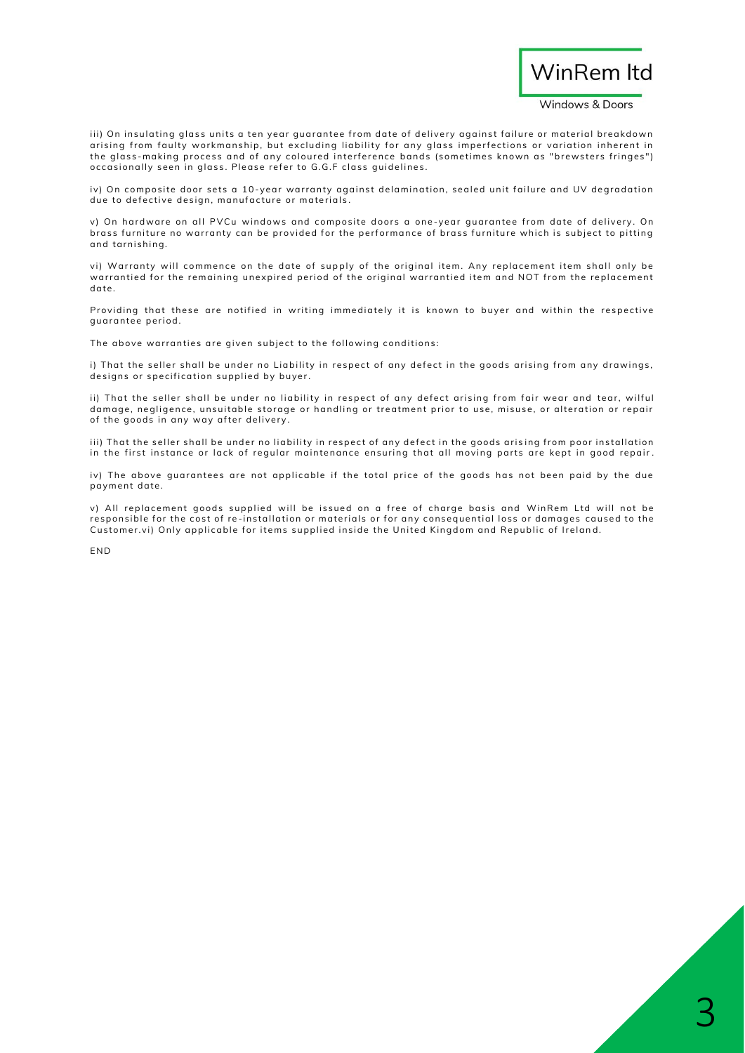iii) On insulating glass units a ten year guarantee from date of delivery against failure or material breakdown arising from faulty workmanship, but excluding liability for any glass imperfections or variation inherent in the glass-making process and of any coloured interference bands (sometimes known as "brewsters fringes") occasionally seen in glass. Please refer to G.G.F class guidelines.

iv) On composite door sets a 10-year warranty against delamination, sealed unit failure and UV degradation due to defective design, manufacture or materials.

v) On hardware on all PVCu windows and composite doors a one-year guarantee from date of delivery. On brass furniture no warranty can be provided for the performance of brass furniture which is subject to pitting and tarnishing.

vi) Warranty will commence on the date of supply of the original item. Any replacement item shall only be warrantied for the remaining unexpired period of the original warrantied item and NOT from the replacement date.

Providing that these are notified in writing immediately it is known to buyer and within the respective guarantee period.

The above warranties are given subject to the following conditions:

i) That the seller shall be under no Liability in respect of any defect in the goods arising from any drawings, designs or specification supplied by buyer.

ii) That the seller shall be under no liability in respect of any defect arising from fair wear and tear, wilful damage, negligence, unsuitable storage or handling or treatment prior to use, misuse, or alteration or repair of the goods in any way after delivery.

iii) That the seller shall be under no liability in respect of any defect in the goods arising from poor installation in the first instance or lack of regular maintenance ensuring that all moving parts are kept in good repair.

iv) The above guarantees are not applicable if the total price of the goods has not been paid by the due payment date.

v) All replacement goods supplied will be issued on a free of charge basis and WinRem Ltd will not be responsible for the cost of re-installation or materials or for any consequential loss or damages caused to the Customer.vi) Only applicable for items supplied inside the United Kingdom and Republic of Ireland.

END